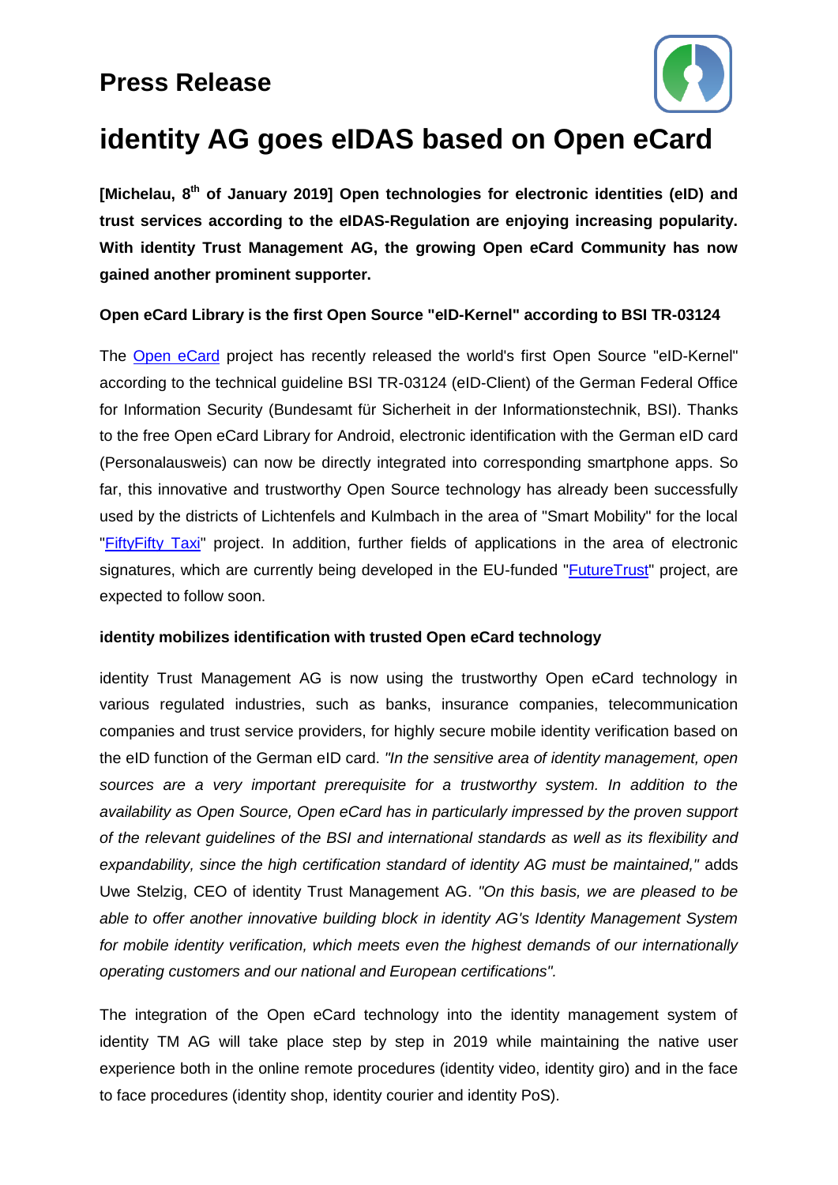# Press Release

# identity AG goes eIDAS based on Open eCard

**[Michelau, 8th of January 2019] Open technologies for electronic identities (eID) and trust services according to the eIDAS-Regulation are enjoying increasing popularity. With identity Trust Management AG, the growing Open eCard Community has now gained another prominent supporter.**

**Open eCard Library is the first Open Source "eID-Kernel" according to BSI TR-03124**

The Open eCard project has recently released the world's first Open Source "eID-Kernel" according to the technical guideline BSI TR-03124 (eID-Client) of the German Federal Office for Information Security (Bundesamt für Sicherheit in der Informationstechnik, BSI). Thanks to the free Open eCard Library for Android, electronic identification with the German eID card (Personalausweis) can now be directly integrated into corresponding smartphone apps. So far, this innovative and trustworthy Open Source technology has already been successfully used by the districts of Lichtenfels and Kulmbach in the area of "Smart Mobility" for the local "FiftyFifty Taxi" project. In addition, further fields of applications in the area of electronic signatures, which are currently being developed in the EU-funded "FutureTrust" project, are expected to follow soon.

**identity mobilizes identification with trusted Open eCard technology**

identity Trust Management AG is now using the trustworthy Open eCard technology in various regulated industries, such as banks, insurance companies, telecommunication companies and trust service providers, for highly secure mobile identity verification based on the eID function of the German eID card. *"In the sensitive area of identity management, open sources are a very important prerequisite for a trustworthy system. In addition to the availability as Open Source, Open eCard has in particularly impressed by the proven support of the relevant guidelines of the BSI and international standards as well as its flexibility and expandability, since the high certification standard of identity AG must be maintained,"* adds Uwe Stelzig, CEO of identity Trust Management AG. *"On this basis, we are pleased to be able to offer another innovative building block in identity AG's Identity Management System for mobile identity verification, which meets even the highest demands of our internationally operating customers and our national and European certifications".*

The integration of the Open eCard technology into the identity management system of identity TM AG will take place step by step in 2019 while maintaining the native user experience both in the online remote procedures (identity video, identity giro) and in the face to face procedures (identity shop, identity courier and identity PoS).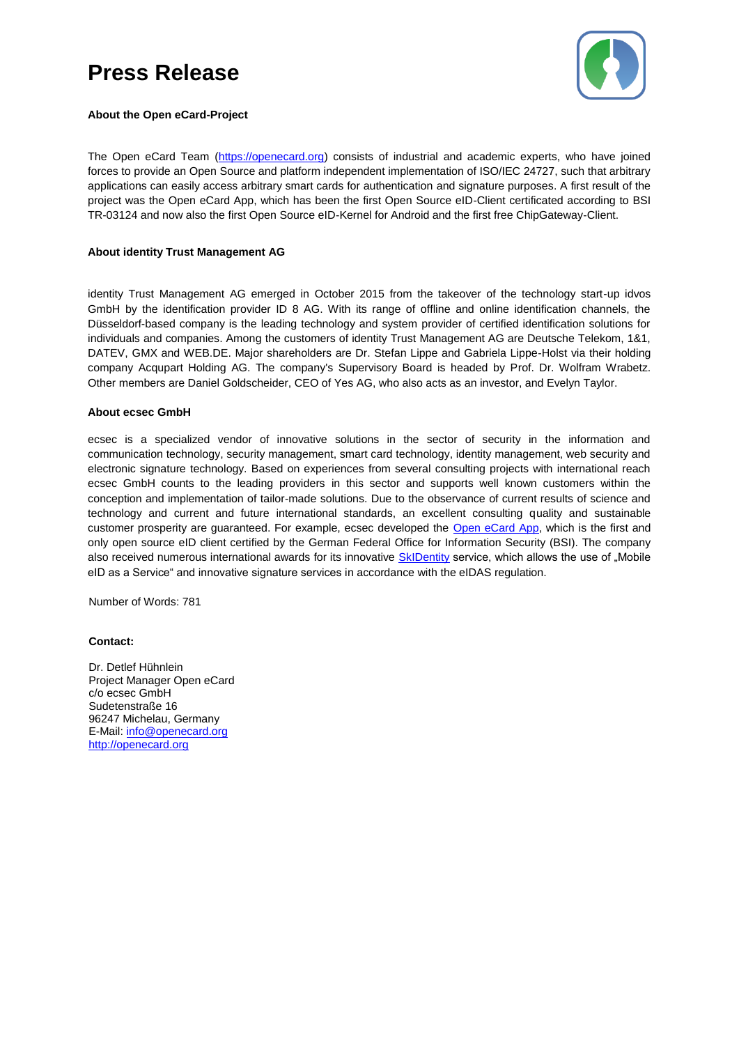# Press Release

**About the Open eCard-Project**

The Open eCard Team (https://openecard.org) consists of industrial and academic experts, who have joined forces to provide an Open Source and platform independent implementation of ISO/IEC 24727, such that arbitrary applications can easily access arbitrary smart cards for authentication and signature purposes. A first result of the project was the Open eCard App, which has been the first Open Source eID-Client certificated according to BSI TR-03124 and now also the first Open Source eID-Kernel for Android and the first free ChipGateway-Client.

**About identity Trust Management AG**

identity Trust Management AG emerged in October 2015 from the takeover of the technology start-up idvos GmbH by the identification provider ID 8 AG. With its range of offline and online identification channels, the Düsseldorf-based company is the leading technology and system provider of certified identification solutions for individuals and companies. Among the customers of identity Trust Management AG are Deutsche Telekom, 1&1, DATEV, GMX and WEB.DE. Major shareholders are Dr. Stefan Lippe and Gabriela Lippe-Holst via their holding company Acqupart Holding AG. The company's Supervisory Board is headed by Prof. Dr. Wolfram Wrabetz. Other members are Daniel Goldscheider, CEO of Yes AG, who also acts as an investor, and Evelyn Taylor.

**About ecsec GmbH**

ecsec is a specialized vendor of innovative solutions in the sector of security in the information and communication technology, security management, smart card technology, identity management, web security and electronic signature technology. Based on experiences from several consulting projects with international reach ecsec GmbH counts to the leading providers in this sector and supports well known customers within the conception and implementation of tailor-made solutions. Due to the observance of current results of science and technology and current and future international standards, an excellent consulting quality and sustainable customer prosperity are guaranteed. For example, ecsec developed the Open eCard App, which is the first and only open source eID client certified by the German Federal Office for Information Security (BSI). The company also received numerous international awards for its innovative SkIDentity service, which allows the use of „Mobile eID as a Service“ and innovative signature services in accordance with the eIDAS regulation.

Number of Words: 781

**Contact:**

Dr. Detlef Hühnlein
Project Manager Open eCard
c/o ecsec GmbH
Sudetenstraße 16
96247 Michelau, Germany
E-Mail: info@openecard.org
http://openecard.org